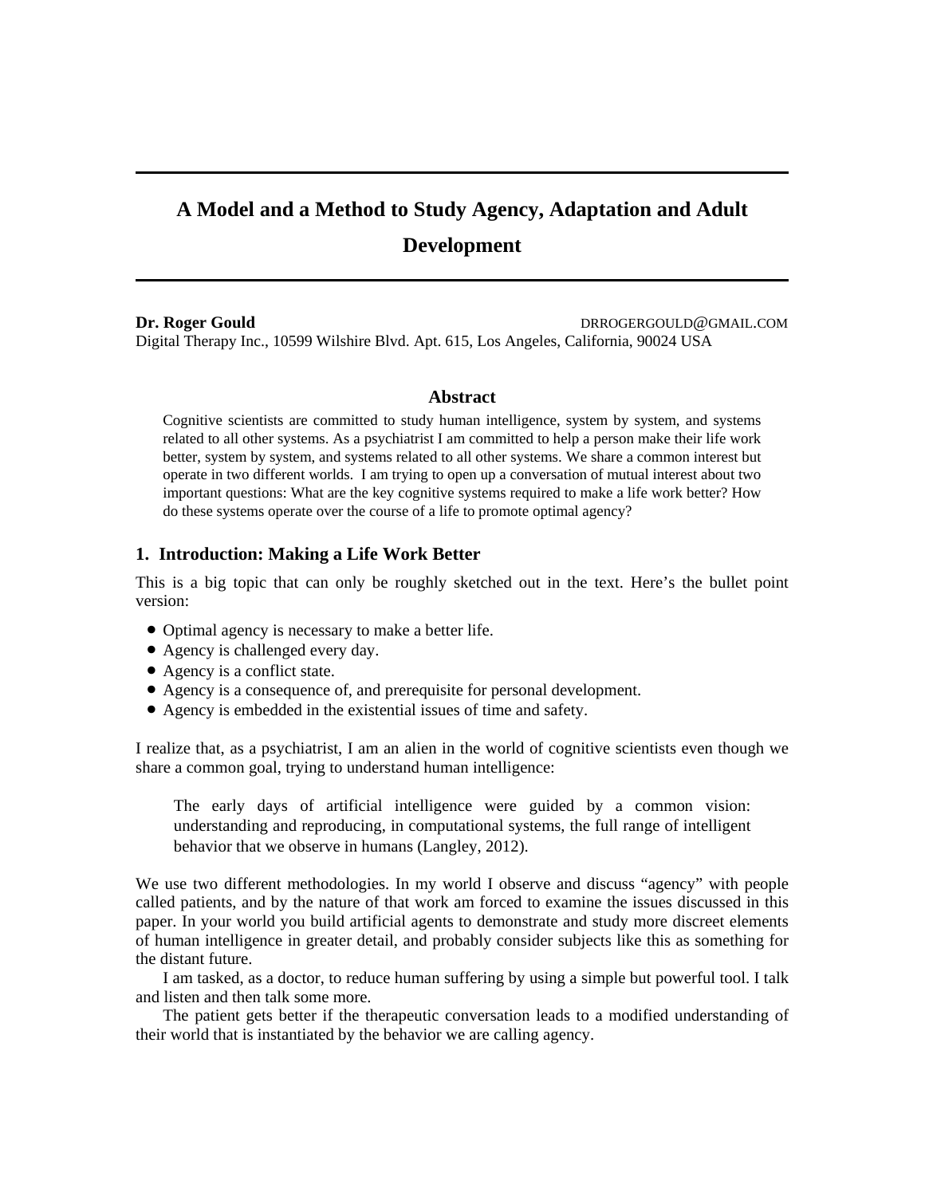# A Model and a Method to Study Agency, Adaptation and Adult Development

**Dr. Roger Gould** DRROGERGOULD@GMAIL.COM
Digital Therapy Inc., 10599 Wilshire Blvd. Apt. 615, Los Angeles, California, 90024 USA

## Abstract

Cognitive scientists are committed to study human intelligence, system by system, and systems related to all other systems. As a psychiatrist I am committed to help a person make their life work better, system by system, and systems related to all other systems. We share a common interest but operate in two different worlds. I am trying to open up a conversation of mutual interest about two important questions: What are the key cognitive systems required to make a life work better? How do these systems operate over the course of a life to promote optimal agency?

## 1. Introduction: Making a Life Work Better

This is a big topic that can only be roughly sketched out in the text. Here's the bullet point version:

- Optimal agency is necessary to make a better life.
- Agency is challenged every day.
- Agency is a conflict state.
- Agency is a consequence of, and prerequisite for personal development.
- Agency is embedded in the existential issues of time and safety.

I realize that, as a psychiatrist, I am an alien in the world of cognitive scientists even though we share a common goal, trying to understand human intelligence:

> The early days of artificial intelligence were guided by a common vision: understanding and reproducing, in computational systems, the full range of intelligent behavior that we observe in humans (Langley, 2012).

We use two different methodologies. In my world I observe and discuss "agency" with people called patients, and by the nature of that work am forced to examine the issues discussed in this paper. In your world you build artificial agents to demonstrate and study more discreet elements of human intelligence in greater detail, and probably consider subjects like this as something for the distant future.

I am tasked, as a doctor, to reduce human suffering by using a simple but powerful tool. I talk and listen and then talk some more.

The patient gets better if the therapeutic conversation leads to a modified understanding of their world that is instantiated by the behavior we are calling agency.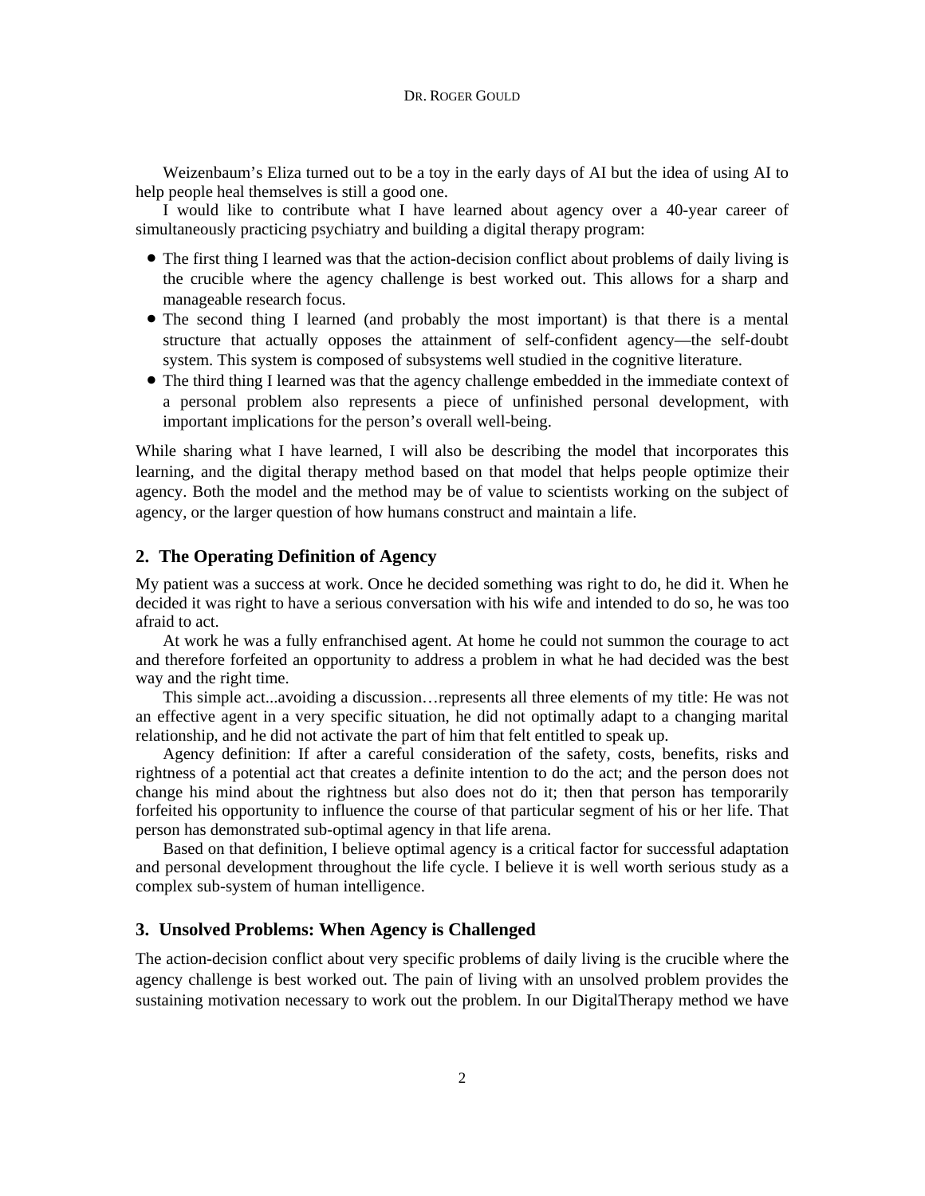Weizenbaum's Eliza turned out to be a toy in the early days of AI but the idea of using AI to help people heal themselves is still a good one.

I would like to contribute what I have learned about agency over a 40-year career of simultaneously practicing psychiatry and building a digital therapy program:

- The first thing I learned was that the action-decision conflict about problems of daily living is the crucible where the agency challenge is best worked out. This allows for a sharp and manageable research focus.
- The second thing I learned (and probably the most important) is that there is a mental structure that actually opposes the attainment of self-confident agency—the self-doubt system. This system is composed of subsystems well studied in the cognitive literature.
- The third thing I learned was that the agency challenge embedded in the immediate context of a personal problem also represents a piece of unfinished personal development, with important implications for the person's overall well-being.

While sharing what I have learned, I will also be describing the model that incorporates this learning, and the digital therapy method based on that model that helps people optimize their agency. Both the model and the method may be of value to scientists working on the subject of agency, or the larger question of how humans construct and maintain a life.

## 2. The Operating Definition of Agency

My patient was a success at work. Once he decided something was right to do, he did it. When he decided it was right to have a serious conversation with his wife and intended to do so, he was too afraid to act.

At work he was a fully enfranchised agent. At home he could not summon the courage to act and therefore forfeited an opportunity to address a problem in what he had decided was the best way and the right time.

This simple act...avoiding a discussion…represents all three elements of my title: He was not an effective agent in a very specific situation, he did not optimally adapt to a changing marital relationship, and he did not activate the part of him that felt entitled to speak up.

Agency definition: If after a careful consideration of the safety, costs, benefits, risks and rightness of a potential act that creates a definite intention to do the act; and the person does not change his mind about the rightness but also does not do it; then that person has temporarily forfeited his opportunity to influence the course of that particular segment of his or her life. That person has demonstrated sub-optimal agency in that life arena.

Based on that definition, I believe optimal agency is a critical factor for successful adaptation and personal development throughout the life cycle. I believe it is well worth serious study as a complex sub-system of human intelligence.

## 3. Unsolved Problems: When Agency is Challenged

The action-decision conflict about very specific problems of daily living is the crucible where the agency challenge is best worked out. The pain of living with an unsolved problem provides the sustaining motivation necessary to work out the problem. In our DigitalTherapy method we have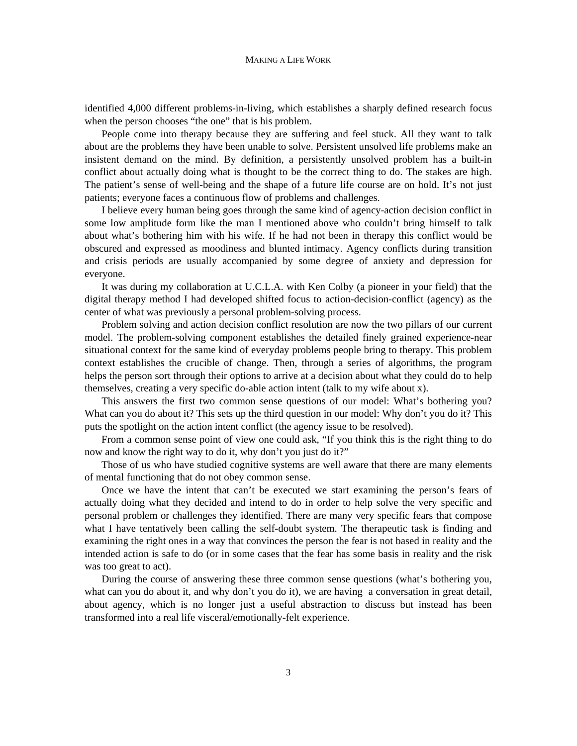identified 4,000 different problems-in-living, which establishes a sharply defined research focus when the person chooses "the one" that is his problem.

People come into therapy because they are suffering and feel stuck. All they want to talk about are the problems they have been unable to solve. Persistent unsolved life problems make an insistent demand on the mind. By definition, a persistently unsolved problem has a built-in conflict about actually doing what is thought to be the correct thing to do. The stakes are high. The patient's sense of well-being and the shape of a future life course are on hold. It's not just patients; everyone faces a continuous flow of problems and challenges.

I believe every human being goes through the same kind of agency-action decision conflict in some low amplitude form like the man I mentioned above who couldn't bring himself to talk about what's bothering him with his wife. If he had not been in therapy this conflict would be obscured and expressed as moodiness and blunted intimacy. Agency conflicts during transition and crisis periods are usually accompanied by some degree of anxiety and depression for everyone.

It was during my collaboration at U.C.L.A. with Ken Colby (a pioneer in your field) that the digital therapy method I had developed shifted focus to action-decision-conflict (agency) as the center of what was previously a personal problem-solving process.

Problem solving and action decision conflict resolution are now the two pillars of our current model. The problem-solving component establishes the detailed finely grained experience-near situational context for the same kind of everyday problems people bring to therapy. This problem context establishes the crucible of change. Then, through a series of algorithms, the program helps the person sort through their options to arrive at a decision about what they could do to help themselves, creating a very specific do-able action intent (talk to my wife about x).

This answers the first two common sense questions of our model: What's bothering you? What can you do about it? This sets up the third question in our model: Why don't you do it? This puts the spotlight on the action intent conflict (the agency issue to be resolved).

From a common sense point of view one could ask, "If you think this is the right thing to do now and know the right way to do it, why don't you just do it?"

Those of us who have studied cognitive systems are well aware that there are many elements of mental functioning that do not obey common sense.

Once we have the intent that can't be executed we start examining the person's fears of actually doing what they decided and intend to do in order to help solve the very specific and personal problem or challenges they identified. There are many very specific fears that compose what I have tentatively been calling the self-doubt system. The therapeutic task is finding and examining the right ones in a way that convinces the person the fear is not based in reality and the intended action is safe to do (or in some cases that the fear has some basis in reality and the risk was too great to act).

During the course of answering these three common sense questions (what's bothering you, what can you do about it, and why don't you do it), we are having a conversation in great detail, about agency, which is no longer just a useful abstraction to discuss but instead has been transformed into a real life visceral/emotionally-felt experience.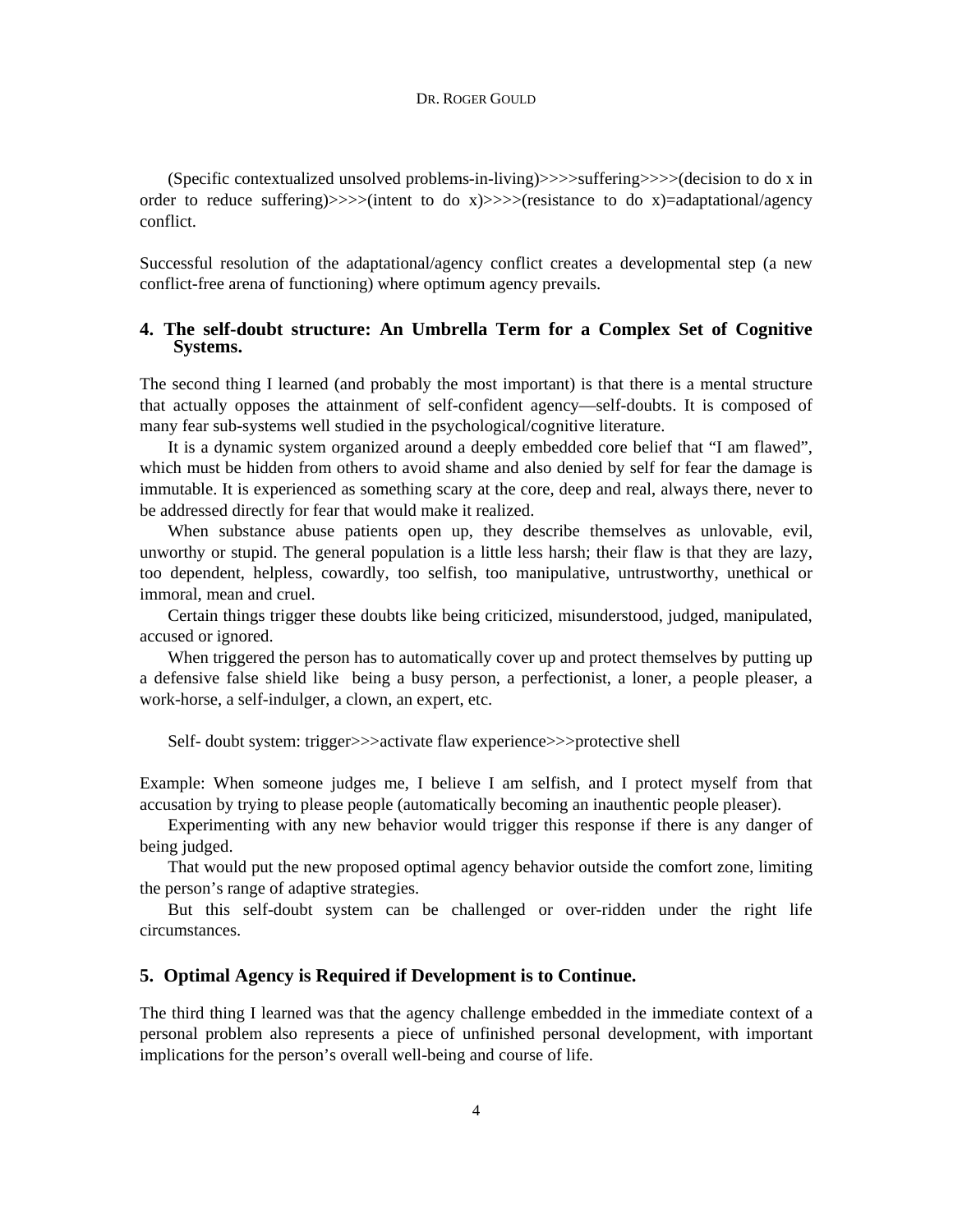(Specific contextualized unsolved problems-in-living)>>>>suffering>>>>(decision to do x in order to reduce suffering)>>>>(intent to do x)>>>>(resistance to do x)=adaptational/agency conflict.

Successful resolution of the adaptational/agency conflict creates a developmental step (a new conflict-free arena of functioning) where optimum agency prevails.

## 4. The self-doubt structure: An Umbrella Term for a Complex Set of Cognitive Systems.

The second thing I learned (and probably the most important) is that there is a mental structure that actually opposes the attainment of self-confident agency—self-doubts. It is composed of many fear sub-systems well studied in the psychological/cognitive literature.

It is a dynamic system organized around a deeply embedded core belief that "I am flawed", which must be hidden from others to avoid shame and also denied by self for fear the damage is immutable. It is experienced as something scary at the core, deep and real, always there, never to be addressed directly for fear that would make it realized.

When substance abuse patients open up, they describe themselves as unlovable, evil, unworthy or stupid. The general population is a little less harsh; their flaw is that they are lazy, too dependent, helpless, cowardly, too selfish, too manipulative, untrustworthy, unethical or immoral, mean and cruel.

Certain things trigger these doubts like being criticized, misunderstood, judged, manipulated, accused or ignored.

When triggered the person has to automatically cover up and protect themselves by putting up a defensive false shield like being a busy person, a perfectionist, a loner, a people pleaser, a work-horse, a self-indulger, a clown, an expert, etc.

Self- doubt system: trigger>>>activate flaw experience>>>protective shell

Example: When someone judges me, I believe I am selfish, and I protect myself from that accusation by trying to please people (automatically becoming an inauthentic people pleaser).

Experimenting with any new behavior would trigger this response if there is any danger of being judged.

That would put the new proposed optimal agency behavior outside the comfort zone, limiting the person's range of adaptive strategies.

But this self-doubt system can be challenged or over-ridden under the right life circumstances.

## 5. Optimal Agency is Required if Development is to Continue.

The third thing I learned was that the agency challenge embedded in the immediate context of a personal problem also represents a piece of unfinished personal development, with important implications for the person's overall well-being and course of life.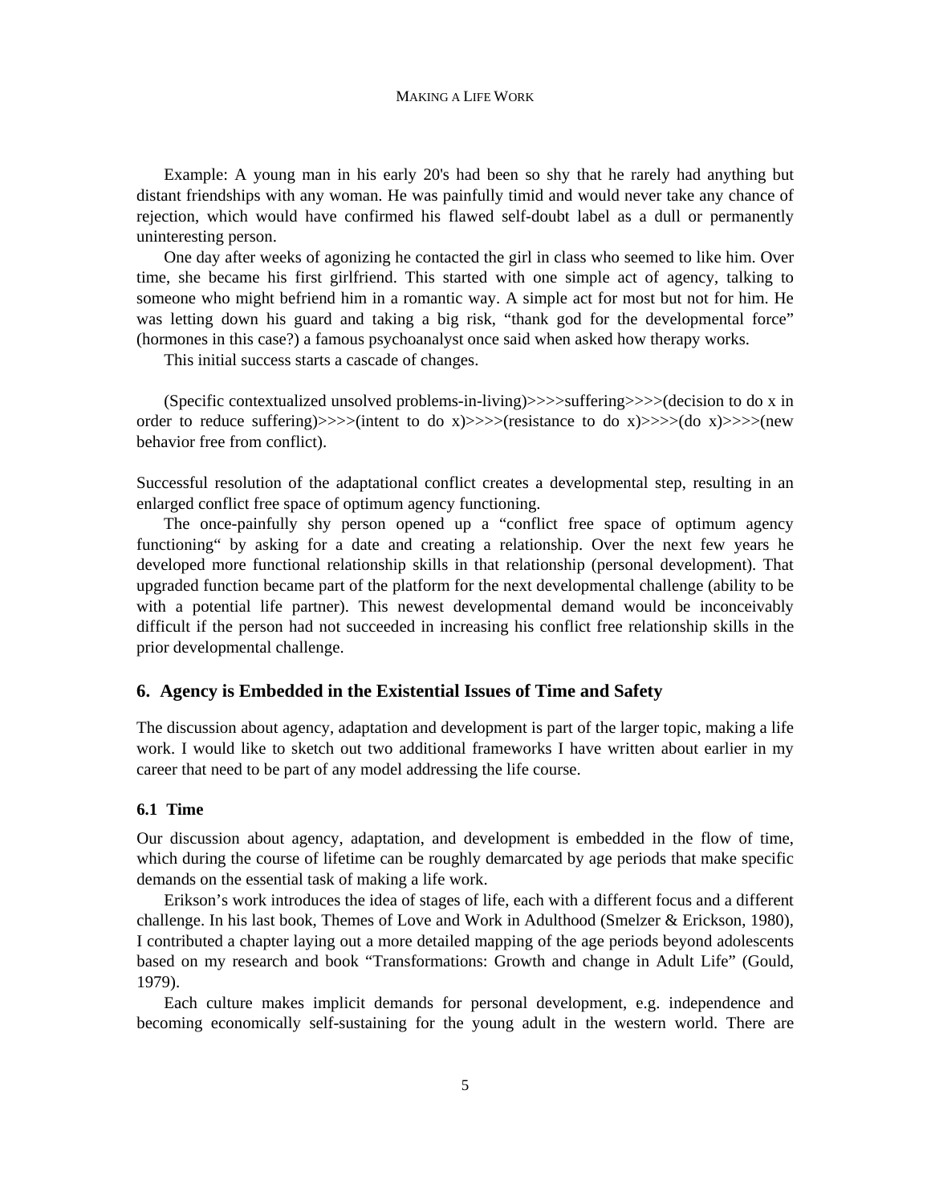Example: A young man in his early 20's had been so shy that he rarely had anything but distant friendships with any woman. He was painfully timid and would never take any chance of rejection, which would have confirmed his flawed self-doubt label as a dull or permanently uninteresting person.

One day after weeks of agonizing he contacted the girl in class who seemed to like him. Over time, she became his first girlfriend. This started with one simple act of agency, talking to someone who might befriend him in a romantic way. A simple act for most but not for him. He was letting down his guard and taking a big risk, "thank god for the developmental force" (hormones in this case?) a famous psychoanalyst once said when asked how therapy works.

This initial success starts a cascade of changes.

(Specific contextualized unsolved problems-in-living)>>>>suffering>>>>(decision to do x in order to reduce suffering)>>>>(intent to do x)>>>>(resistance to do x)>>>>(do x)>>>>(new behavior free from conflict).

Successful resolution of the adaptational conflict creates a developmental step, resulting in an enlarged conflict free space of optimum agency functioning.

The once-painfully shy person opened up a "conflict free space of optimum agency functioning" by asking for a date and creating a relationship. Over the next few years he developed more functional relationship skills in that relationship (personal development). That upgraded function became part of the platform for the next developmental challenge (ability to be with a potential life partner). This newest developmental demand would be inconceivably difficult if the person had not succeeded in increasing his conflict free relationship skills in the prior developmental challenge.

## 6. Agency is Embedded in the Existential Issues of Time and Safety

The discussion about agency, adaptation and development is part of the larger topic, making a life work. I would like to sketch out two additional frameworks I have written about earlier in my career that need to be part of any model addressing the life course.

### 6.1 Time

Our discussion about agency, adaptation, and development is embedded in the flow of time, which during the course of lifetime can be roughly demarcated by age periods that make specific demands on the essential task of making a life work.

Erikson's work introduces the idea of stages of life, each with a different focus and a different challenge. In his last book, Themes of Love and Work in Adulthood (Smelzer & Erickson, 1980), I contributed a chapter laying out a more detailed mapping of the age periods beyond adolescents based on my research and book "Transformations: Growth and change in Adult Life" (Gould, 1979).

Each culture makes implicit demands for personal development, e.g. independence and becoming economically self-sustaining for the young adult in the western world. There are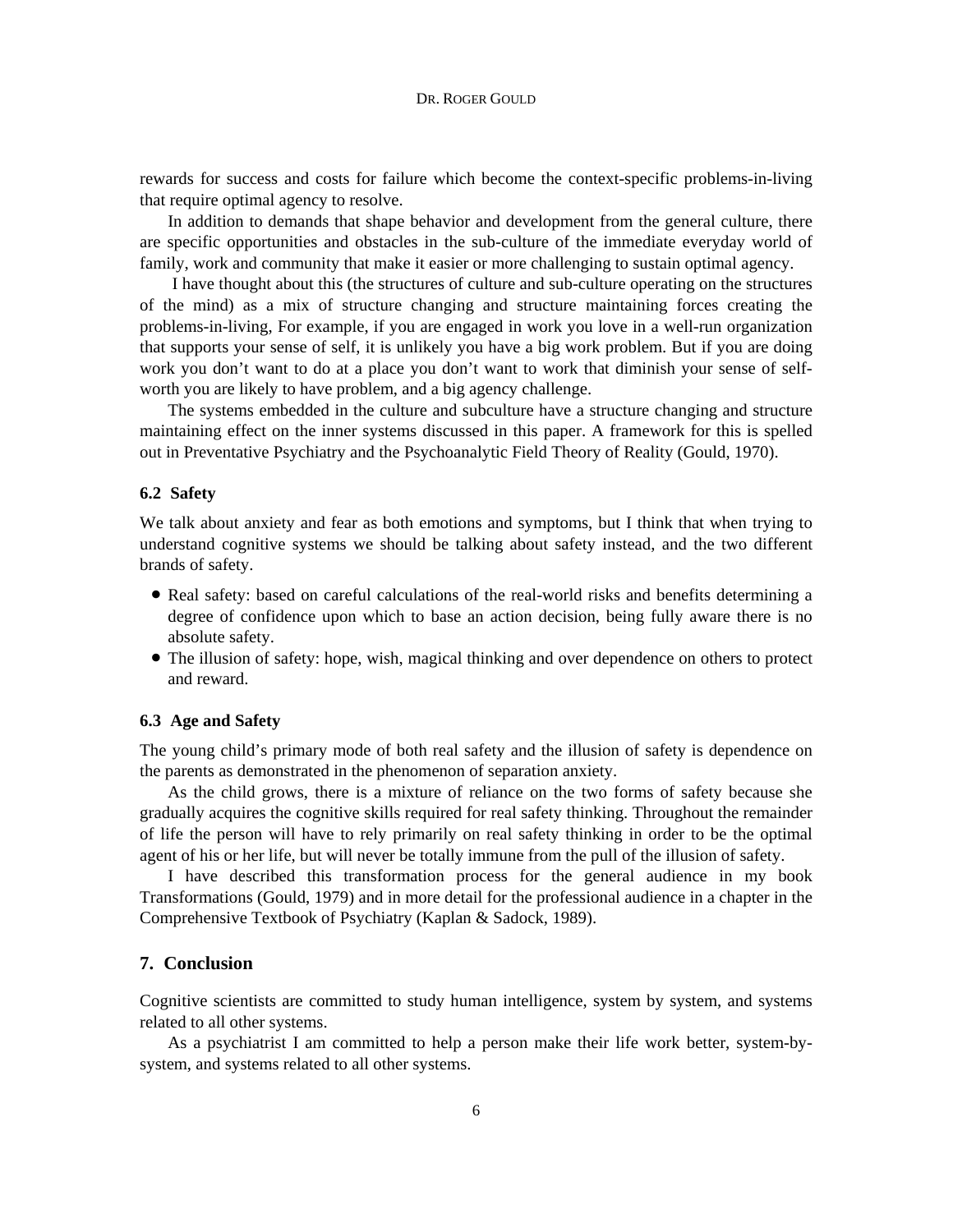rewards for success and costs for failure which become the context-specific problems-in-living that require optimal agency to resolve.

In addition to demands that shape behavior and development from the general culture, there are specific opportunities and obstacles in the sub-culture of the immediate everyday world of family, work and community that make it easier or more challenging to sustain optimal agency.

I have thought about this (the structures of culture and sub-culture operating on the structures of the mind) as a mix of structure changing and structure maintaining forces creating the problems-in-living, For example, if you are engaged in work you love in a well-run organization that supports your sense of self, it is unlikely you have a big work problem. But if you are doing work you don't want to do at a place you don't want to work that diminish your sense of self-worth you are likely to have problem, and a big agency challenge.

The systems embedded in the culture and subculture have a structure changing and structure maintaining effect on the inner systems discussed in this paper. A framework for this is spelled out in Preventative Psychiatry and the Psychoanalytic Field Theory of Reality (Gould, 1970).

### 6.2 Safety

We talk about anxiety and fear as both emotions and symptoms, but I think that when trying to understand cognitive systems we should be talking about safety instead, and the two different brands of safety.

- Real safety: based on careful calculations of the real-world risks and benefits determining a degree of confidence upon which to base an action decision, being fully aware there is no absolute safety.
- The illusion of safety: hope, wish, magical thinking and over dependence on others to protect and reward.

### 6.3 Age and Safety

The young child's primary mode of both real safety and the illusion of safety is dependence on the parents as demonstrated in the phenomenon of separation anxiety.

As the child grows, there is a mixture of reliance on the two forms of safety because she gradually acquires the cognitive skills required for real safety thinking. Throughout the remainder of life the person will have to rely primarily on real safety thinking in order to be the optimal agent of his or her life, but will never be totally immune from the pull of the illusion of safety.

I have described this transformation process for the general audience in my book Transformations (Gould, 1979) and in more detail for the professional audience in a chapter in the Comprehensive Textbook of Psychiatry (Kaplan & Sadock, 1989).

## 7. Conclusion

Cognitive scientists are committed to study human intelligence, system by system, and systems related to all other systems.

As a psychiatrist I am committed to help a person make their life work better, system-by-system, and systems related to all other systems.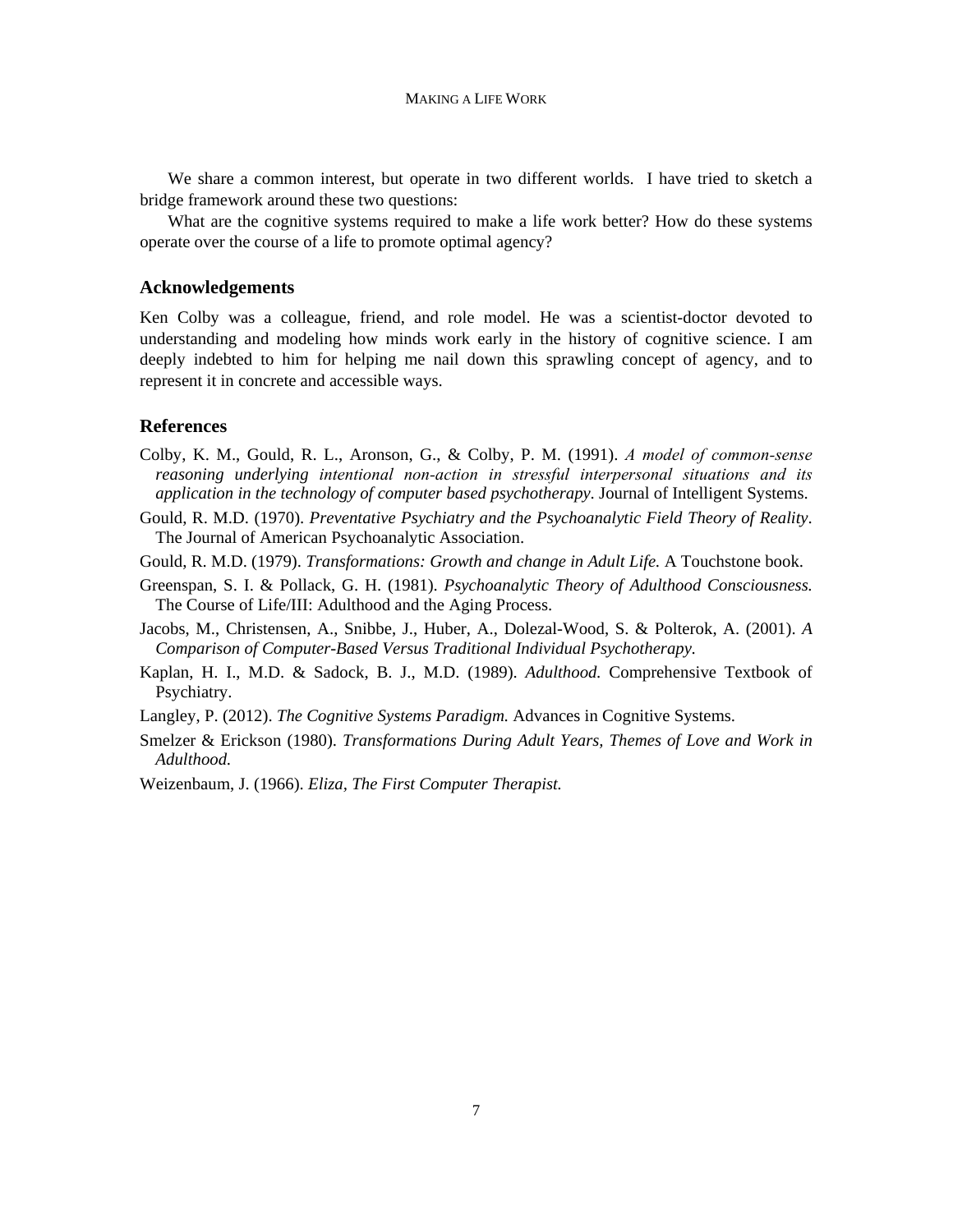We share a common interest, but operate in two different worlds. I have tried to sketch a bridge framework around these two questions:

What are the cognitive systems required to make a life work better? How do these systems operate over the course of a life to promote optimal agency?

## Acknowledgements

Ken Colby was a colleague, friend, and role model. He was a scientist-doctor devoted to understanding and modeling how minds work early in the history of cognitive science. I am deeply indebted to him for helping me nail down this sprawling concept of agency, and to represent it in concrete and accessible ways.

## References

Colby, K. M., Gould, R. L., Aronson, G., & Colby, P. M. (1991). *A model of common-sense reasoning underlying intentional non-action in stressful interpersonal situations and its application in the technology of computer based psychotherapy*. Journal of Intelligent Systems.

Gould, R. M.D. (1970). *Preventative Psychiatry and the Psychoanalytic Field Theory of Reality*. The Journal of American Psychoanalytic Association.

Gould, R. M.D. (1979). *Transformations: Growth and change in Adult Life.* A Touchstone book.

Greenspan, S. I. & Pollack, G. H. (1981). *Psychoanalytic Theory of Adulthood Consciousness.* The Course of Life/III: Adulthood and the Aging Process.

Jacobs, M., Christensen, A., Snibbe, J., Huber, A., Dolezal-Wood, S. & Polterok, A. (2001). *A Comparison of Computer-Based Versus Traditional Individual Psychotherapy.*

Kaplan, H. I., M.D. & Sadock, B. J., M.D. (1989). *Adulthood.* Comprehensive Textbook of Psychiatry.

Langley, P. (2012). *The Cognitive Systems Paradigm.* Advances in Cognitive Systems.

Smelzer & Erickson (1980). *Transformations During Adult Years, Themes of Love and Work in Adulthood.*

Weizenbaum, J. (1966). *Eliza, The First Computer Therapist.*